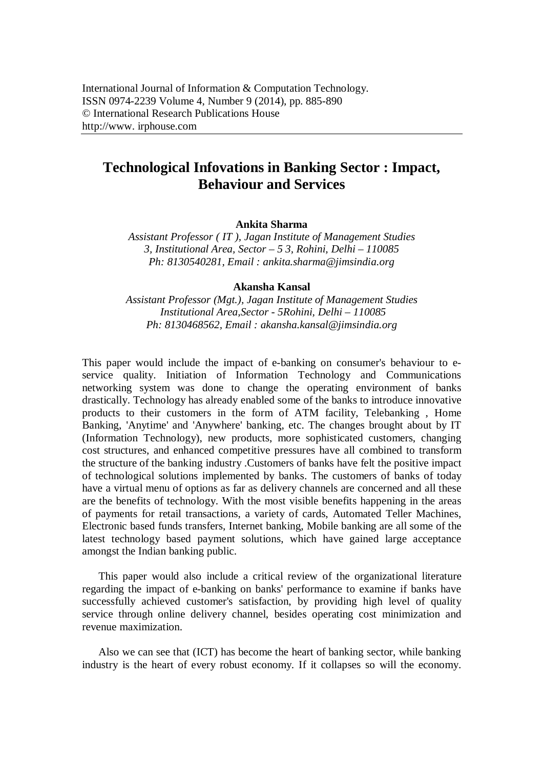International Journal of Information & Computation Technology.
ISSN 0974-2239 Volume 4, Number 9 (2014), pp. 885-890
© International Research Publications House
http://www. irphouse.com

# Technological Infovations in Banking Sector : Impact, Behaviour and Services

**Ankita Sharma**

*Assistant Professor ( IT ), Jagan Institute of Management Studies*
*3, Institutional Area, Sector – 5 3, Rohini, Delhi – 110085*
*Ph: 8130540281, Email : ankita.sharma@jimsindia.org*

**Akansha Kansal**

*Assistant Professor (Mgt.), Jagan Institute of Management Studies*
*Institutional Area,Sector - 5Rohini, Delhi – 110085*
*Ph: 8130468562, Email : akansha.kansal@jimsindia.org*

This paper would include the impact of e-banking on consumer's behaviour to e-service quality. Initiation of Information Technology and Communications networking system was done to change the operating environment of banks drastically. Technology has already enabled some of the banks to introduce innovative products to their customers in the form of ATM facility, Telebanking , Home Banking, 'Anytime' and 'Anywhere' banking, etc. The changes brought about by IT (Information Technology), new products, more sophisticated customers, changing cost structures, and enhanced competitive pressures have all combined to transform the structure of the banking industry .Customers of banks have felt the positive impact of technological solutions implemented by banks. The customers of banks of today have a virtual menu of options as far as delivery channels are concerned and all these are the benefits of technology. With the most visible benefits happening in the areas of payments for retail transactions, a variety of cards, Automated Teller Machines, Electronic based funds transfers, Internet banking, Mobile banking are all some of the latest technology based payment solutions, which have gained large acceptance amongst the Indian banking public.

This paper would also include a critical review of the organizational literature regarding the impact of e-banking on banks' performance to examine if banks have successfully achieved customer's satisfaction, by providing high level of quality service through online delivery channel, besides operating cost minimization and revenue maximization.

Also we can see that (ICT) has become the heart of banking sector, while banking industry is the heart of every robust economy. If it collapses so will the economy.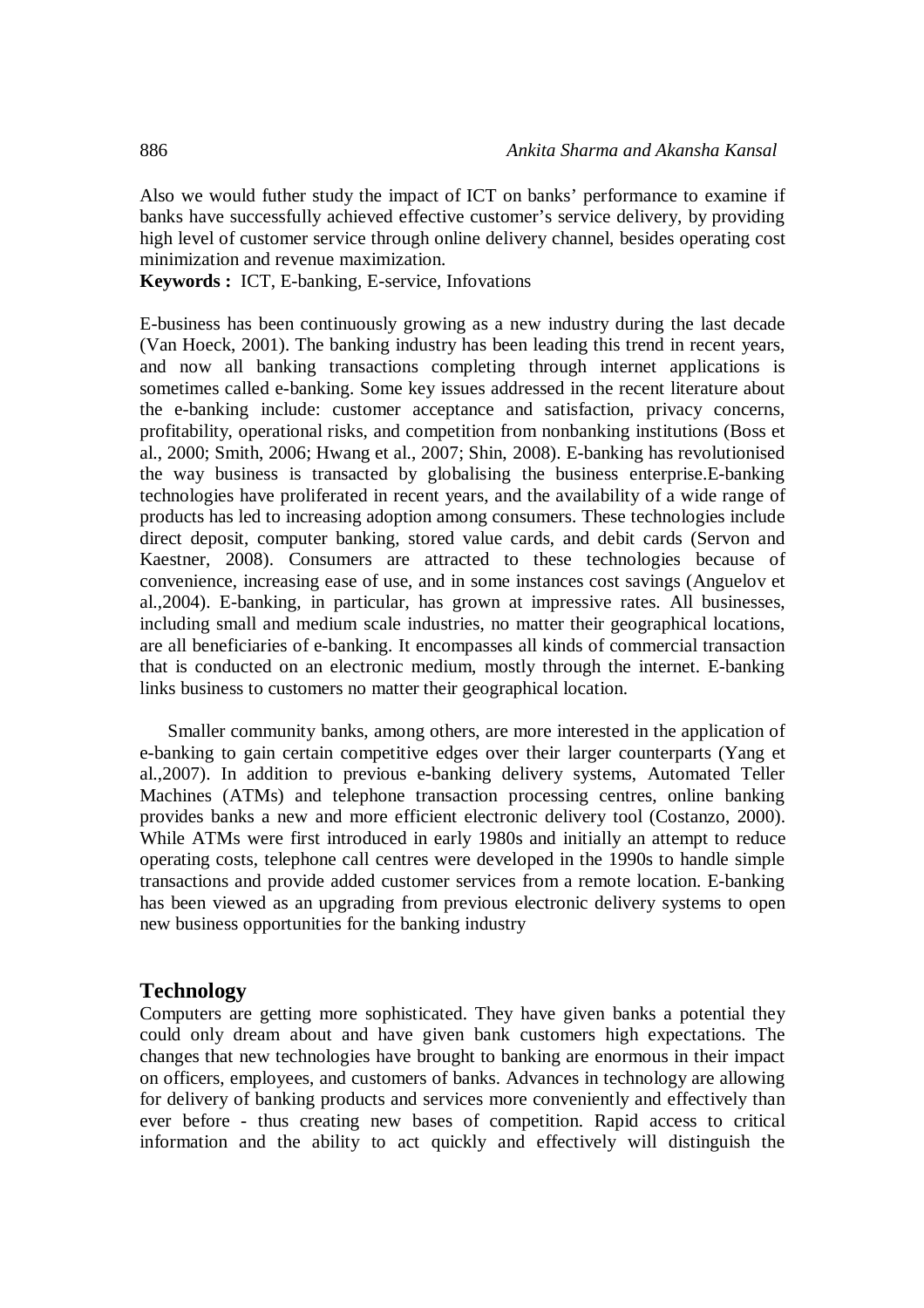Also we would futher study the impact of ICT on banks' performance to examine if banks have successfully achieved effective customer's service delivery, by providing high level of customer service through online delivery channel, besides operating cost minimization and revenue maximization.

**Keywords :** ICT, E-banking, E-service, Infovations

E-business has been continuously growing as a new industry during the last decade (Van Hoeck, 2001). The banking industry has been leading this trend in recent years, and now all banking transactions completing through internet applications is sometimes called e-banking. Some key issues addressed in the recent literature about the e-banking include: customer acceptance and satisfaction, privacy concerns, profitability, operational risks, and competition from nonbanking institutions (Boss et al., 2000; Smith, 2006; Hwang et al., 2007; Shin, 2008). E-banking has revolutionised the way business is transacted by globalising the business enterprise.E-banking technologies have proliferated in recent years, and the availability of a wide range of products has led to increasing adoption among consumers. These technologies include direct deposit, computer banking, stored value cards, and debit cards (Servon and Kaestner, 2008). Consumers are attracted to these technologies because of convenience, increasing ease of use, and in some instances cost savings (Anguelov et al.,2004). E-banking, in particular, has grown at impressive rates. All businesses, including small and medium scale industries, no matter their geographical locations, are all beneficiaries of e-banking. It encompasses all kinds of commercial transaction that is conducted on an electronic medium, mostly through the internet. E-banking links business to customers no matter their geographical location.

Smaller community banks, among others, are more interested in the application of e-banking to gain certain competitive edges over their larger counterparts (Yang et al.,2007). In addition to previous e-banking delivery systems, Automated Teller Machines (ATMs) and telephone transaction processing centres, online banking provides banks a new and more efficient electronic delivery tool (Costanzo, 2000). While ATMs were first introduced in early 1980s and initially an attempt to reduce operating costs, telephone call centres were developed in the 1990s to handle simple transactions and provide added customer services from a remote location. E-banking has been viewed as an upgrading from previous electronic delivery systems to open new business opportunities for the banking industry

## Technology

Computers are getting more sophisticated. They have given banks a potential they could only dream about and have given bank customers high expectations. The changes that new technologies have brought to banking are enormous in their impact on officers, employees, and customers of banks. Advances in technology are allowing for delivery of banking products and services more conveniently and effectively than ever before - thus creating new bases of competition. Rapid access to critical information and the ability to act quickly and effectively will distinguish the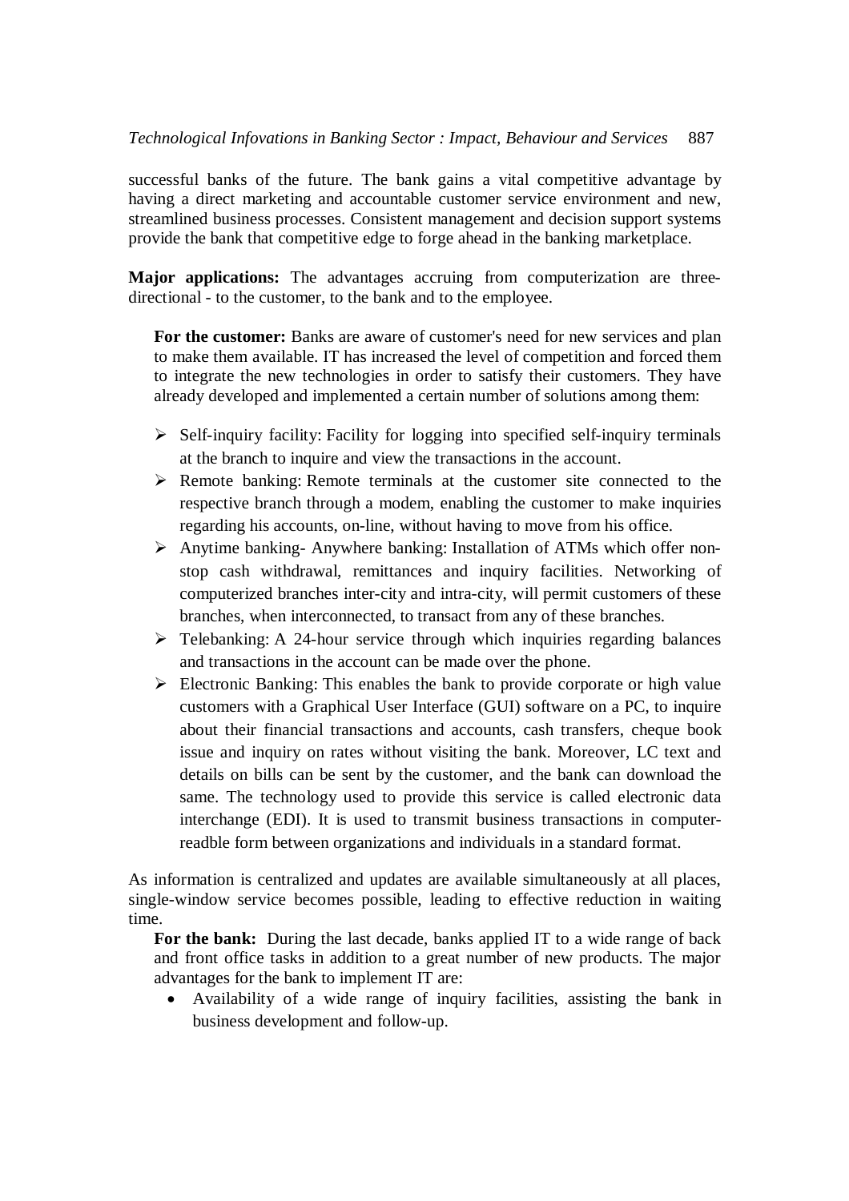successful banks of the future. The bank gains a vital competitive advantage by having a direct marketing and accountable customer service environment and new, streamlined business processes. Consistent management and decision support systems provide the bank that competitive edge to forge ahead in the banking marketplace.

**Major applications:** The advantages accruing from computerization are three-directional - to the customer, to the bank and to the employee.

**For the customer:** Banks are aware of customer's need for new services and plan to make them available. IT has increased the level of competition and forced them to integrate the new technologies in order to satisfy their customers. They have already developed and implemented a certain number of solutions among them:

- Self-inquiry facility: Facility for logging into specified self-inquiry terminals at the branch to inquire and view the transactions in the account.
- Remote banking: Remote terminals at the customer site connected to the respective branch through a modem, enabling the customer to make inquiries regarding his accounts, on-line, without having to move from his office.
- Anytime banking- Anywhere banking: Installation of ATMs which offer non-stop cash withdrawal, remittances and inquiry facilities. Networking of computerized branches inter-city and intra-city, will permit customers of these branches, when interconnected, to transact from any of these branches.
- Telebanking: A 24-hour service through which inquiries regarding balances and transactions in the account can be made over the phone.
- Electronic Banking: This enables the bank to provide corporate or high value customers with a Graphical User Interface (GUI) software on a PC, to inquire about their financial transactions and accounts, cash transfers, cheque book issue and inquiry on rates without visiting the bank. Moreover, LC text and details on bills can be sent by the customer, and the bank can download the same. The technology used to provide this service is called electronic data interchange (EDI). It is used to transmit business transactions in computer-readble form between organizations and individuals in a standard format.

As information is centralized and updates are available simultaneously at all places, single-window service becomes possible, leading to effective reduction in waiting time.

**For the bank:** During the last decade, banks applied IT to a wide range of back and front office tasks in addition to a great number of new products. The major advantages for the bank to implement IT are:

- Availability of a wide range of inquiry facilities, assisting the bank in business development and follow-up.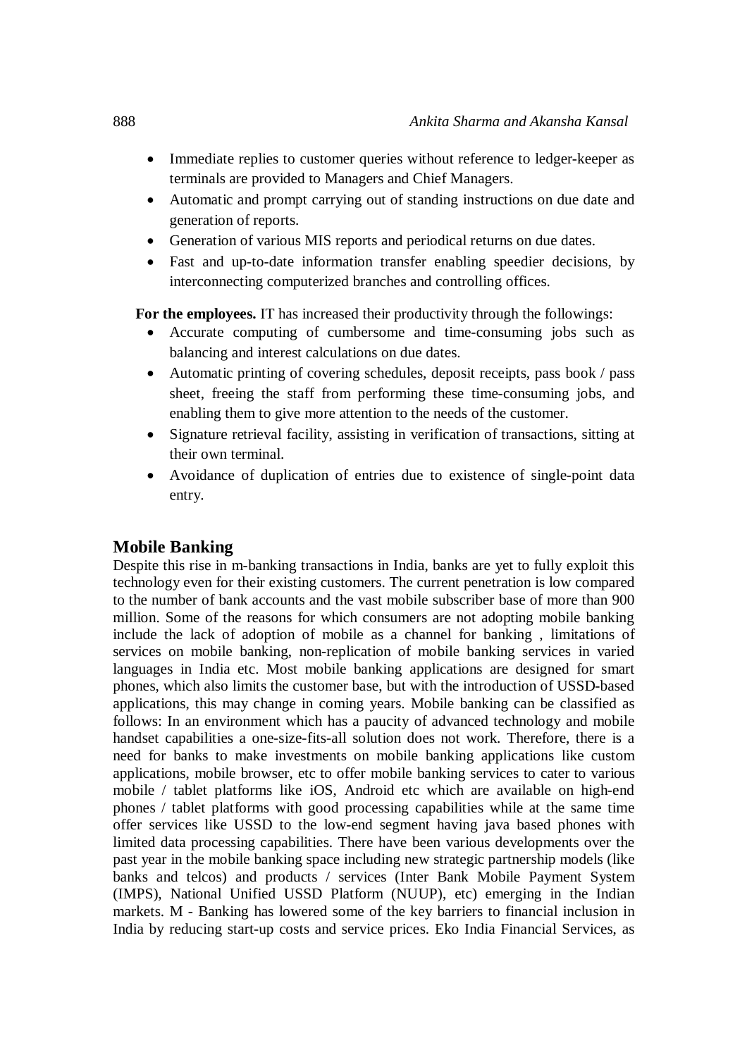- Immediate replies to customer queries without reference to ledger-keeper as terminals are provided to Managers and Chief Managers.
- Automatic and prompt carrying out of standing instructions on due date and generation of reports.
- Generation of various MIS reports and periodical returns on due dates.
- Fast and up-to-date information transfer enabling speedier decisions, by interconnecting computerized branches and controlling offices.

**For the employees.** IT has increased their productivity through the followings:

- Accurate computing of cumbersome and time-consuming jobs such as balancing and interest calculations on due dates.
- Automatic printing of covering schedules, deposit receipts, pass book / pass sheet, freeing the staff from performing these time-consuming jobs, and enabling them to give more attention to the needs of the customer.
- Signature retrieval facility, assisting in verification of transactions, sitting at their own terminal.
- Avoidance of duplication of entries due to existence of single-point data entry.

## Mobile Banking

Despite this rise in m-banking transactions in India, banks are yet to fully exploit this technology even for their existing customers. The current penetration is low compared to the number of bank accounts and the vast mobile subscriber base of more than 900 million. Some of the reasons for which consumers are not adopting mobile banking include the lack of adoption of mobile as a channel for banking , limitations of services on mobile banking, non-replication of mobile banking services in varied languages in India etc. Most mobile banking applications are designed for smart phones, which also limits the customer base, but with the introduction of USSD-based applications, this may change in coming years. Mobile banking can be classified as follows: In an environment which has a paucity of advanced technology and mobile handset capabilities a one-size-fits-all solution does not work. Therefore, there is a need for banks to make investments on mobile banking applications like custom applications, mobile browser, etc to offer mobile banking services to cater to various mobile / tablet platforms like iOS, Android etc which are available on high-end phones / tablet platforms with good processing capabilities while at the same time offer services like USSD to the low-end segment having java based phones with limited data processing capabilities. There have been various developments over the past year in the mobile banking space including new strategic partnership models (like banks and telcos) and products / services (Inter Bank Mobile Payment System (IMPS), National Unified USSD Platform (NUUP), etc) emerging in the Indian markets. M - Banking has lowered some of the key barriers to financial inclusion in India by reducing start-up costs and service prices. Eko India Financial Services, as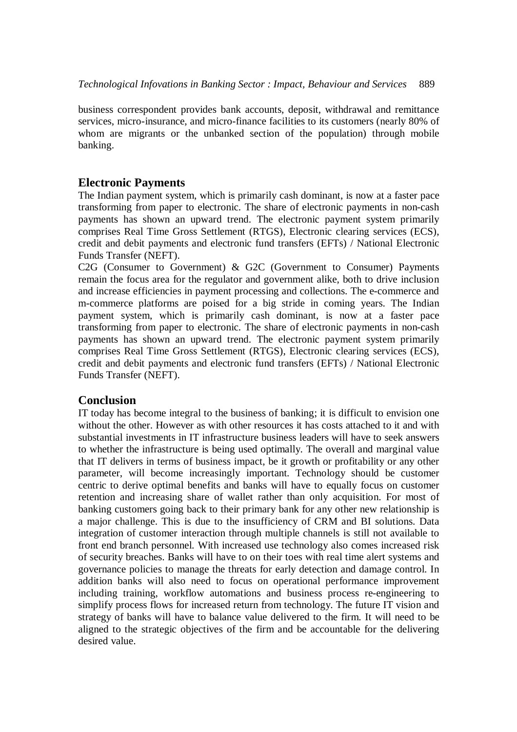business correspondent provides bank accounts, deposit, withdrawal and remittance services, micro-insurance, and micro-finance facilities to its customers (nearly 80% of whom are migrants or the unbanked section of the population) through mobile banking.

## Electronic Payments

The Indian payment system, which is primarily cash dominant, is now at a faster pace transforming from paper to electronic. The share of electronic payments in non-cash payments has shown an upward trend. The electronic payment system primarily comprises Real Time Gross Settlement (RTGS), Electronic clearing services (ECS), credit and debit payments and electronic fund transfers (EFTs) / National Electronic Funds Transfer (NEFT).

C2G (Consumer to Government) & G2C (Government to Consumer) Payments remain the focus area for the regulator and government alike, both to drive inclusion and increase efficiencies in payment processing and collections. The e-commerce and m-commerce platforms are poised for a big stride in coming years. The Indian payment system, which is primarily cash dominant, is now at a faster pace transforming from paper to electronic. The share of electronic payments in non-cash payments has shown an upward trend. The electronic payment system primarily comprises Real Time Gross Settlement (RTGS), Electronic clearing services (ECS), credit and debit payments and electronic fund transfers (EFTs) / National Electronic Funds Transfer (NEFT).

## Conclusion

IT today has become integral to the business of banking; it is difficult to envision one without the other. However as with other resources it has costs attached to it and with substantial investments in IT infrastructure business leaders will have to seek answers to whether the infrastructure is being used optimally. The overall and marginal value that IT delivers in terms of business impact, be it growth or profitability or any other parameter, will become increasingly important. Technology should be customer centric to derive optimal benefits and banks will have to equally focus on customer retention and increasing share of wallet rather than only acquisition. For most of banking customers going back to their primary bank for any other new relationship is a major challenge. This is due to the insufficiency of CRM and BI solutions. Data integration of customer interaction through multiple channels is still not available to front end branch personnel. With increased use technology also comes increased risk of security breaches. Banks will have to on their toes with real time alert systems and governance policies to manage the threats for early detection and damage control. In addition banks will also need to focus on operational performance improvement including training, workflow automations and business process re-engineering to simplify process flows for increased return from technology. The future IT vision and strategy of banks will have to balance value delivered to the firm. It will need to be aligned to the strategic objectives of the firm and be accountable for the delivering desired value.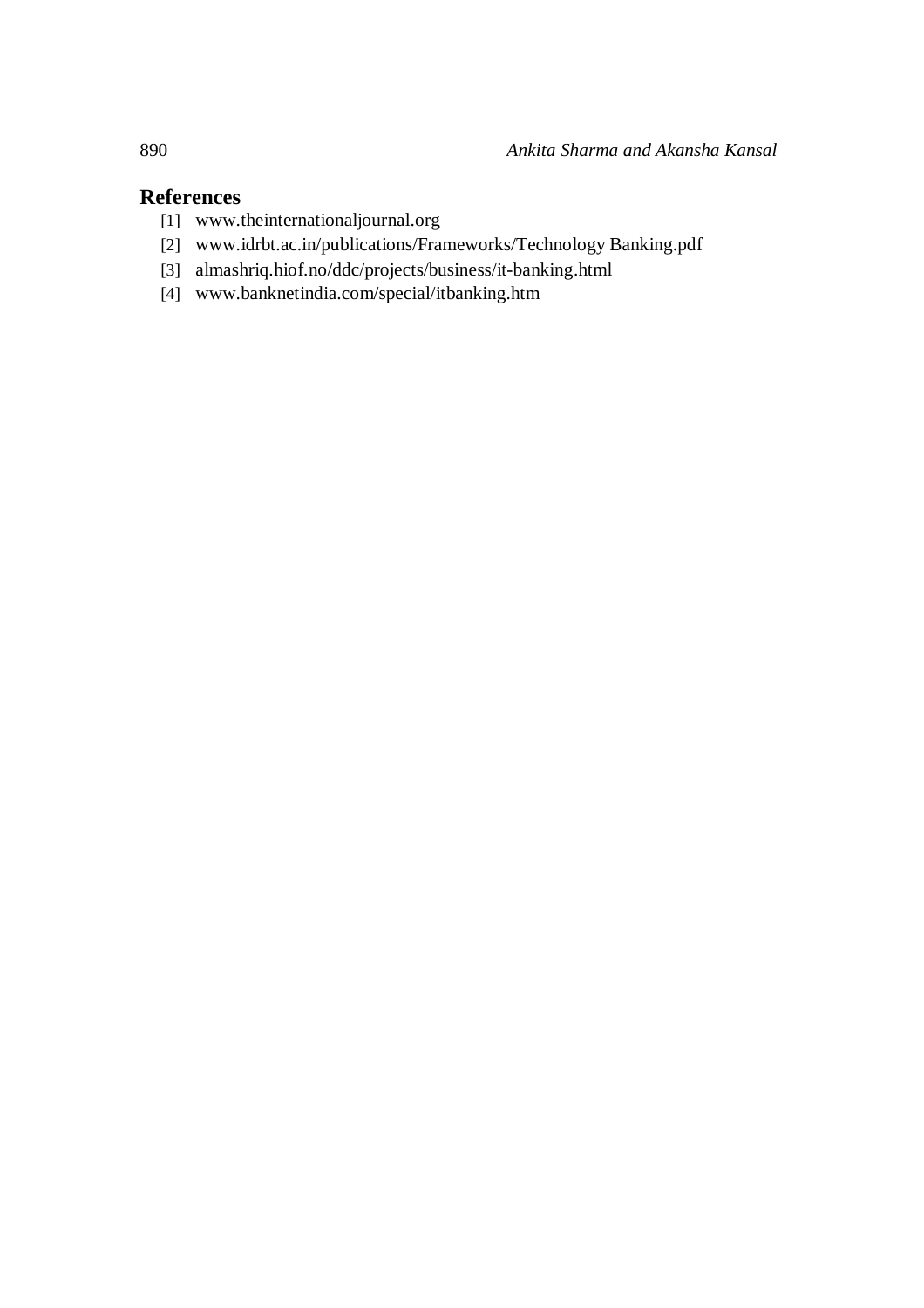## References

[1] www.theinternationaljournal.org

[2] www.idrbt.ac.in/publications/Frameworks/Technology Banking.pdf

[3] almashriq.hiof.no/ddc/projects/business/it-banking.html

[4] www.banknetindia.com/special/itbanking.htm